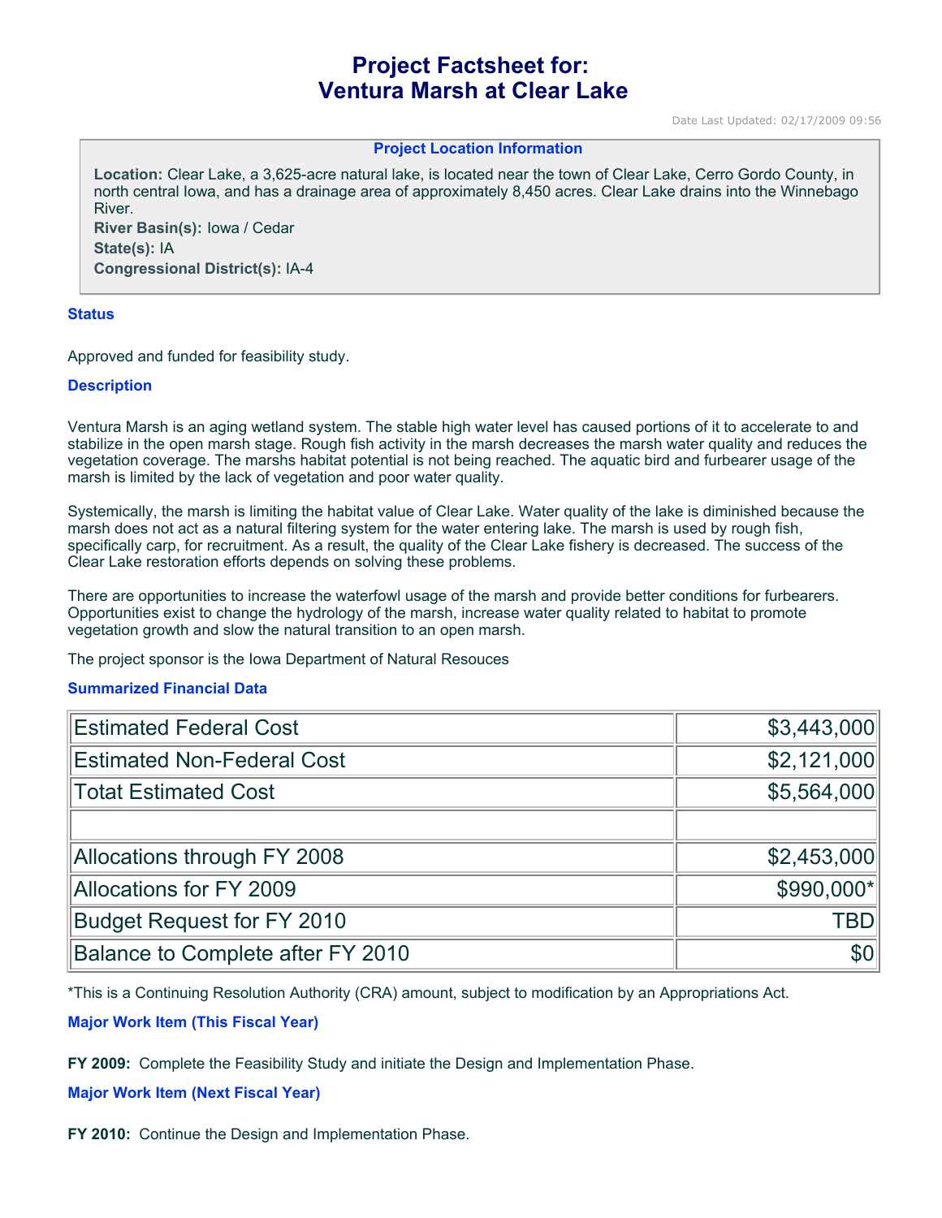# Project Factsheet for:
# Ventura Marsh at Clear Lake

Date Last Updated: 02/17/2009 09:56

**Project Location Information**

**Location:** Clear Lake, a 3,625-acre natural lake, is located near the town of Clear Lake, Cerro Gordo County, in north central Iowa, and has a drainage area of approximately 8,450 acres. Clear Lake drains into the Winnebago River.
**River Basin(s):** Iowa / Cedar
**State(s):** IA
**Congressional District(s):** IA-4

### Status

Approved and funded for feasibility study.

### Description

Ventura Marsh is an aging wetland system. The stable high water level has caused portions of it to accelerate to and stabilize in the open marsh stage. Rough fish activity in the marsh decreases the marsh water quality and reduces the vegetation coverage. The marshs habitat potential is not being reached. The aquatic bird and furbearer usage of the marsh is limited by the lack of vegetation and poor water quality.

Systemically, the marsh is limiting the habitat value of Clear Lake. Water quality of the lake is diminished because the marsh does not act as a natural filtering system for the water entering lake. The marsh is used by rough fish, specifically carp, for recruitment. As a result, the quality of the Clear Lake fishery is decreased. The success of the Clear Lake restoration efforts depends on solving these problems.

There are opportunities to increase the waterfowl usage of the marsh and provide better conditions for furbearers. Opportunities exist to change the hydrology of the marsh, increase water quality related to habitat to promote vegetation growth and slow the natural transition to an open marsh.

The project sponsor is the Iowa Department of Natural Resouces

### Summarized Financial Data

| | |
|---|---:|
| Estimated Federal Cost | $3,443,000 |
| Estimated Non-Federal Cost | $2,121,000 |
| Totat Estimated Cost | $5,564,000 |
| | |
| Allocations through FY 2008 | $2,453,000 |
| Allocations for FY 2009 | $990,000* |
| Budget Request for FY 2010 | TBD |
| Balance to Complete after FY 2010 | $0 |

*This is a Continuing Resolution Authority (CRA) amount, subject to modification by an Appropriations Act.

### Major Work Item (This Fiscal Year)

**FY 2009:** Complete the Feasibility Study and initiate the Design and Implementation Phase.

### Major Work Item (Next Fiscal Year)

**FY 2010:** Continue the Design and Implementation Phase.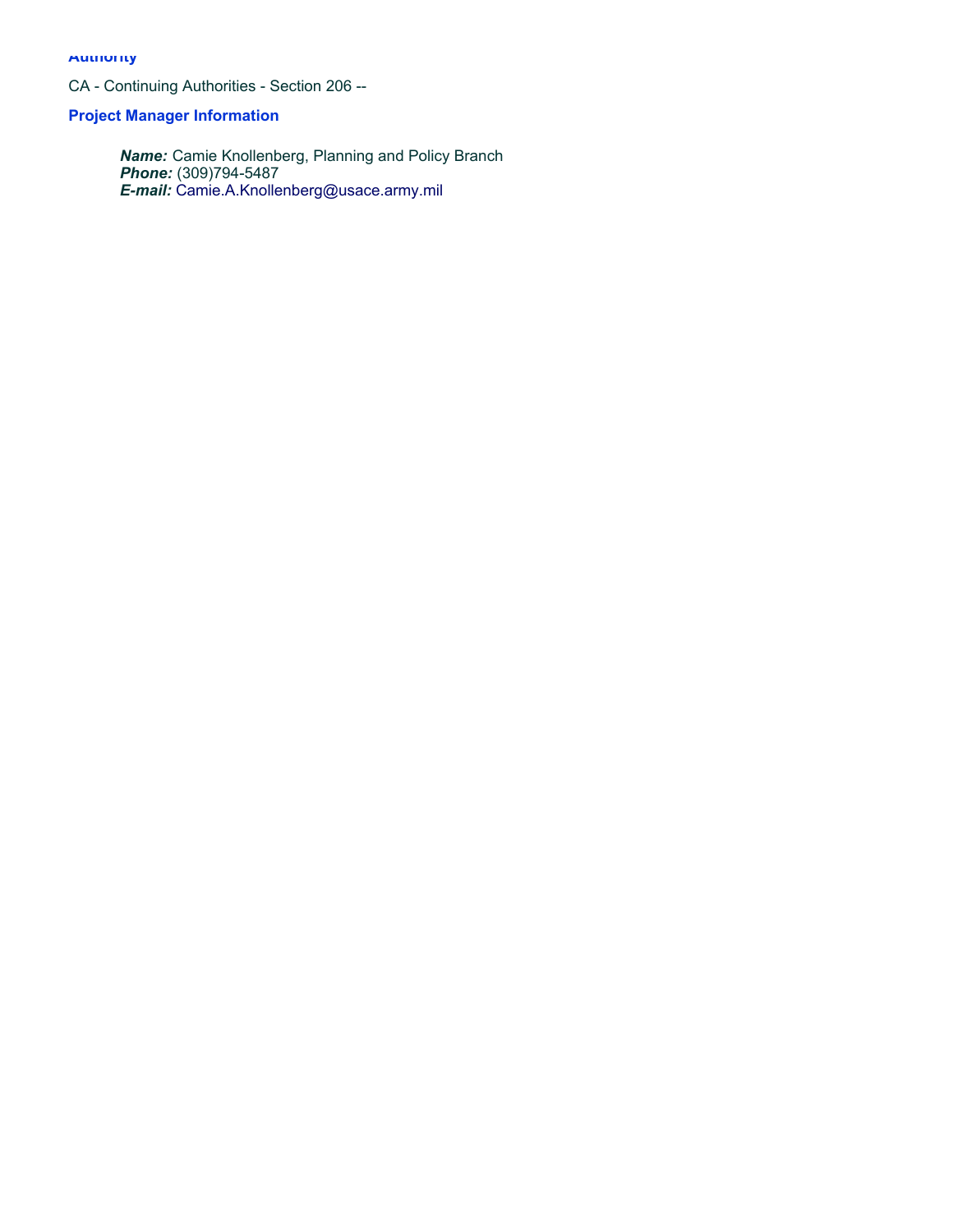### Authority

CA - Continuing Authorities - Section 206 --

### Project Manager Information

***Name:*** Camie Knollenberg, Planning and Policy Branch
***Phone:*** (309)794-5487
***E-mail:*** Camie.A.Knollenberg@usace.army.mil